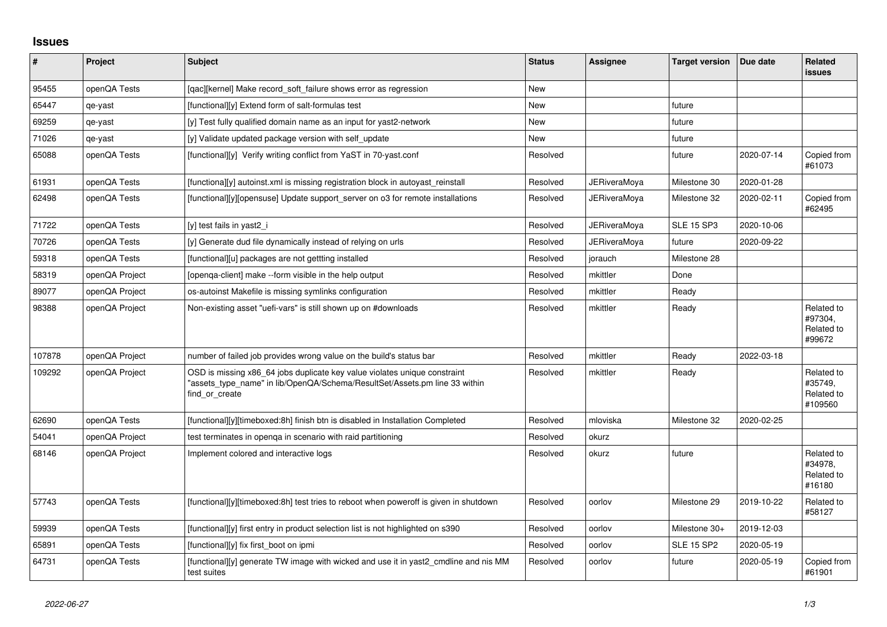## Issues

| # | Project | Subject | Status | Assignee | Target version | Due date | Related issues |
|---|---|---|---|---|---|---|---|
| 95455 | openQA Tests | [qac][kernel] Make record_soft_failure shows error as regression | New | | | | |
| 65447 | qe-yast | [functional][y] Extend form of salt-formulas test | New | | future | | |
| 69259 | qe-yast | [y] Test fully qualified domain name as an input for yast2-network | New | | future | | |
| 71026 | qe-yast | [y] Validate updated package version with self_update | New | | future | | |
| 65088 | openQA Tests | [functional][y]  Verify writing conflict from YaST in 70-yast.conf | Resolved | | future | 2020-07-14 | Copied from #61073 |
| 61931 | openQA Tests | [functiona][y] autoinst.xml is missing registration block in autoyast_reinstall | Resolved | JERiveraMoya | Milestone 30 | 2020-01-28 | |
| 62498 | openQA Tests | [functional][y][opensuse] Update support_server on o3 for remote installations | Resolved | JERiveraMoya | Milestone 32 | 2020-02-11 | Copied from #62495 |
| 71722 | openQA Tests | [y] test fails in yast2_i | Resolved | JERiveraMoya | SLE 15 SP3 | 2020-10-06 | |
| 70726 | openQA Tests | [y] Generate dud file dynamically instead of relying on urls | Resolved | JERiveraMoya | future | 2020-09-22 | |
| 59318 | openQA Tests | [functional][u] packages are not gettting installed | Resolved | jorauch | Milestone 28 | | |
| 58319 | openQA Project | [openqa-client] make --form visible in the help output | Resolved | mkittler | Done | | |
| 89077 | openQA Project | os-autoinst Makefile is missing symlinks configuration | Resolved | mkittler | Ready | | |
| 98388 | openQA Project | Non-existing asset "uefi-vars" is still shown up on #downloads | Resolved | mkittler | Ready | | Related to #97304, Related to #99672 |
| 107878 | openQA Project | number of failed job provides wrong value on the build's status bar | Resolved | mkittler | Ready | 2022-03-18 | |
| 109292 | openQA Project | OSD is missing x86_64 jobs duplicate key value violates unique constraint "assets_type_name" in lib/OpenQA/Schema/ResultSet/Assets.pm line 33 within find_or_create | Resolved | mkittler | Ready | | Related to #35749, Related to #109560 |
| 62690 | openQA Tests | [functional][y][timeboxed:8h] finish btn is disabled in Installation Completed | Resolved | mloviska | Milestone 32 | 2020-02-25 | |
| 54041 | openQA Project | test terminates in openqa in scenario with raid partitioning | Resolved | okurz | | | |
| 68146 | openQA Project | Implement colored and interactive logs | Resolved | okurz | future | | Related to #34978, Related to #16180 |
| 57743 | openQA Tests | [functional][y][timeboxed:8h] test tries to reboot when poweroff is given in shutdown | Resolved | oorlov | Milestone 29 | 2019-10-22 | Related to #58127 |
| 59939 | openQA Tests | [functional][y] first entry in product selection list is not highlighted on s390 | Resolved | oorlov | Milestone 30+ | 2019-12-03 | |
| 65891 | openQA Tests | [functional][y] fix first_boot on ipmi | Resolved | oorlov | SLE 15 SP2 | 2020-05-19 | |
| 64731 | openQA Tests | [functional][y] generate TW image with wicked and use it in yast2_cmdline and nis MM test suites | Resolved | oorlov | future | 2020-05-19 | Copied from #61901 |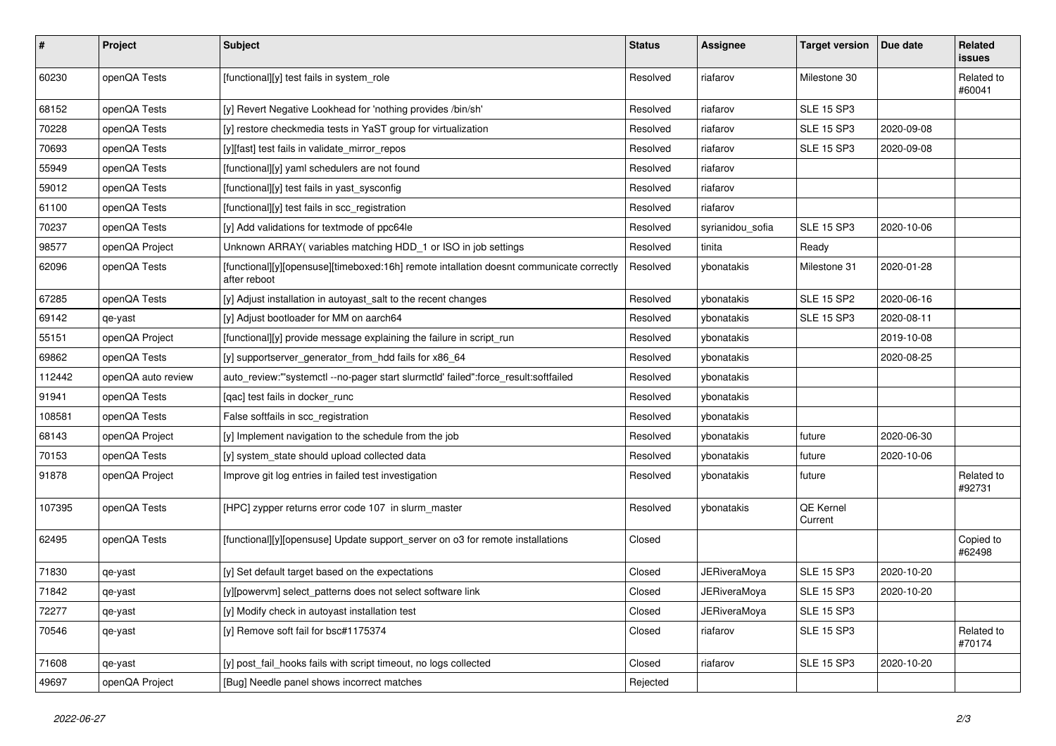| # | Project | Subject | Status | Assignee | Target version | Due date | Related issues |
|---|---|---|---|---|---|---|---|
| 60230 | openQA Tests | [functional][y] test fails in system_role | Resolved | riafarov | Milestone 30 | | Related to #60041 |
| 68152 | openQA Tests | [y] Revert Negative Lookhead for 'nothing provides /bin/sh' | Resolved | riafarov | SLE 15 SP3 | | |
| 70228 | openQA Tests | [y] restore checkmedia tests in YaST group for virtualization | Resolved | riafarov | SLE 15 SP3 | 2020-09-08 | |
| 70693 | openQA Tests | [y][fast] test fails in validate_mirror_repos | Resolved | riafarov | SLE 15 SP3 | 2020-09-08 | |
| 55949 | openQA Tests | [functional][y] yaml schedulers are not found | Resolved | riafarov | | | |
| 59012 | openQA Tests | [functional][y] test fails in yast_sysconfig | Resolved | riafarov | | | |
| 61100 | openQA Tests | [functional][y] test fails in scc_registration | Resolved | riafarov | | | |
| 70237 | openQA Tests | [y] Add validations for textmode of ppc64le | Resolved | syrianidou_sofia | SLE 15 SP3 | 2020-10-06 | |
| 98577 | openQA Project | Unknown ARRAY( variables matching HDD_1 or ISO in job settings | Resolved | tinita | Ready | | |
| 62096 | openQA Tests | [functional][y][opensuse][timeboxed:16h] remote intallation doesnt communicate correctly after reboot | Resolved | ybonatakis | Milestone 31 | 2020-01-28 | |
| 67285 | openQA Tests | [y] Adjust installation in autoyast_salt to the recent changes | Resolved | ybonatakis | SLE 15 SP2 | 2020-06-16 | |
| 69142 | qe-yast | [y] Adjust bootloader for MM on aarch64 | Resolved | ybonatakis | SLE 15 SP3 | 2020-08-11 | |
| 55151 | openQA Project | [functional][y] provide message explaining the failure in script_run | Resolved | ybonatakis | | 2019-10-08 | |
| 69862 | openQA Tests | [y] supportserver_generator_from_hdd fails for x86_64 | Resolved | ybonatakis | | 2020-08-25 | |
| 112442 | openQA auto review | auto_review:"'systemctl --no-pager start slurmctld' failed":force_result:softfailed | Resolved | ybonatakis | | | |
| 91941 | openQA Tests | [qac] test fails in docker_runc | Resolved | ybonatakis | | | |
| 108581 | openQA Tests | False softfails in scc_registration | Resolved | ybonatakis | | | |
| 68143 | openQA Project | [y] Implement navigation to the schedule from the job | Resolved | ybonatakis | future | 2020-06-30 | |
| 70153 | openQA Tests | [y] system_state should upload collected data | Resolved | ybonatakis | future | 2020-10-06 | |
| 91878 | openQA Project | Improve git log entries in failed test investigation | Resolved | ybonatakis | future | | Related to #92731 |
| 107395 | openQA Tests | [HPC] zypper returns error code 107 in slurm_master | Resolved | ybonatakis | QE Kernel Current | | |
| 62495 | openQA Tests | [functional][y][opensuse] Update support_server on o3 for remote installations | Closed | | | | Copied to #62498 |
| 71830 | qe-yast | [y] Set default target based on the expectations | Closed | JERiveraMoya | SLE 15 SP3 | 2020-10-20 | |
| 71842 | qe-yast | [y][powervm] select_patterns does not select software link | Closed | JERiveraMoya | SLE 15 SP3 | 2020-10-20 | |
| 72277 | qe-yast | [y] Modify check in autoyast installation test | Closed | JERiveraMoya | SLE 15 SP3 | | |
| 70546 | qe-yast | [y] Remove soft fail for bsc#1175374 | Closed | riafarov | SLE 15 SP3 | | Related to #70174 |
| 71608 | qe-yast | [y] post_fail_hooks fails with script timeout, no logs collected | Closed | riafarov | SLE 15 SP3 | 2020-10-20 | |
| 49697 | openQA Project | [Bug] Needle panel shows incorrect matches | Rejected | | | | |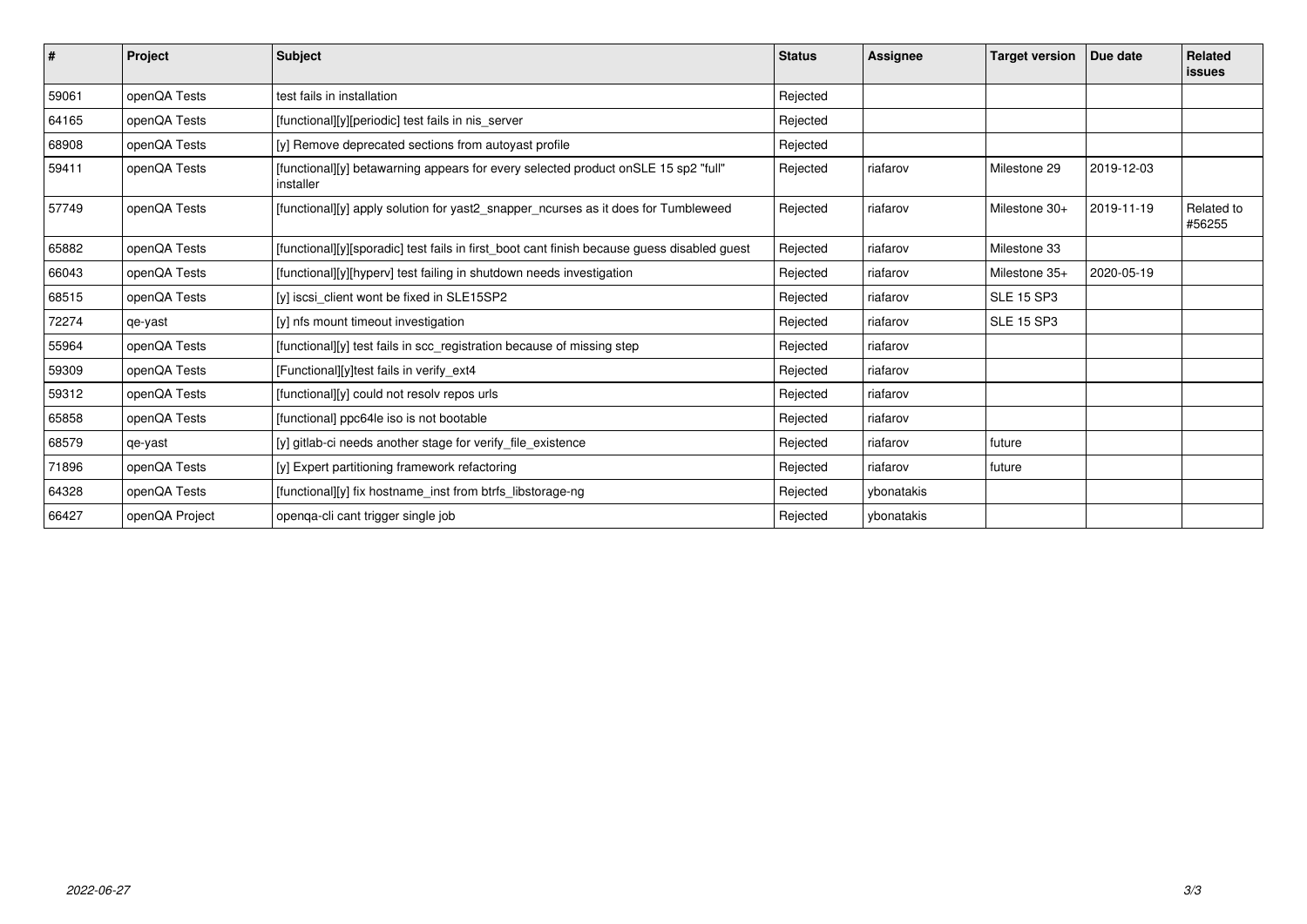| # | Project | Subject | Status | Assignee | Target version | Due date | Related issues |
|---|---|---|---|---|---|---|---|
| 59061 | openQA Tests | test fails in installation | Rejected | | | | |
| 64165 | openQA Tests | [functional][y][periodic] test fails in nis_server | Rejected | | | | |
| 68908 | openQA Tests | [y] Remove deprecated sections from autoyast profile | Rejected | | | | |
| 59411 | openQA Tests | [functional][y] betawarning appears for every selected product onSLE 15 sp2 "full" installer | Rejected | riafarov | Milestone 29 | 2019-12-03 | |
| 57749 | openQA Tests | [functional][y] apply solution for yast2_snapper_ncurses as it does for Tumbleweed | Rejected | riafarov | Milestone 30+ | 2019-11-19 | Related to #56255 |
| 65882 | openQA Tests | [functional][y][sporadic] test fails in first_boot cant finish because guess disabled guest | Rejected | riafarov | Milestone 33 | | |
| 66043 | openQA Tests | [functional][y][hyperv] test failing in shutdown needs investigation | Rejected | riafarov | Milestone 35+ | 2020-05-19 | |
| 68515 | openQA Tests | [y] iscsi_client wont be fixed in SLE15SP2 | Rejected | riafarov | SLE 15 SP3 | | |
| 72274 | qe-yast | [y] nfs mount timeout investigation | Rejected | riafarov | SLE 15 SP3 | | |
| 55964 | openQA Tests | [functional][y] test fails in scc_registration because of missing step | Rejected | riafarov | | | |
| 59309 | openQA Tests | [Functional][y]test fails in verify_ext4 | Rejected | riafarov | | | |
| 59312 | openQA Tests | [functional][y] could not resolv repos urls | Rejected | riafarov | | | |
| 65858 | openQA Tests | [functional] ppc64le iso is not bootable | Rejected | riafarov | | | |
| 68579 | qe-yast | [y] gitlab-ci needs another stage for verify_file_existence | Rejected | riafarov | future | | |
| 71896 | openQA Tests | [y] Expert partitioning framework refactoring | Rejected | riafarov | future | | |
| 64328 | openQA Tests | [functional][y] fix hostname_inst from btrfs_libstorage-ng | Rejected | ybonatakis | | | |
| 66427 | openQA Project | openqa-cli cant trigger single job | Rejected | ybonatakis | | | |

*2022-06-27*